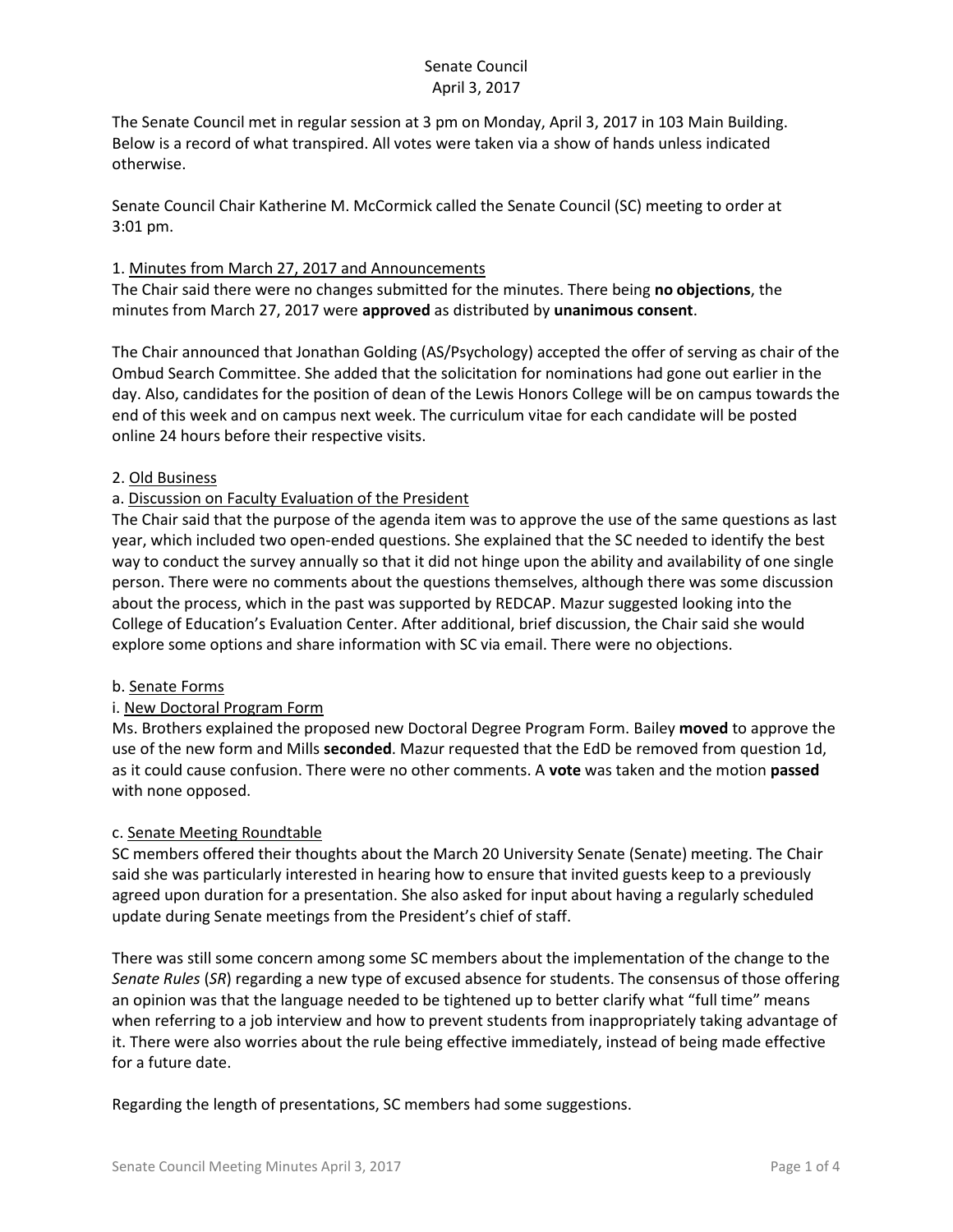Senate Council
April 3, 2017

The Senate Council met in regular session at 3 pm on Monday, April 3, 2017 in 103 Main Building. Below is a record of what transpired. All votes were taken via a show of hands unless indicated otherwise.

Senate Council Chair Katherine M. McCormick called the Senate Council (SC) meeting to order at 3:01 pm.

1. Minutes from March 27, 2017 and Announcements

The Chair said there were no changes submitted for the minutes. There being **no objections**, the minutes from March 27, 2017 were **approved** as distributed by **unanimous consent**.

The Chair announced that Jonathan Golding (AS/Psychology) accepted the offer of serving as chair of the Ombud Search Committee. She added that the solicitation for nominations had gone out earlier in the day. Also, candidates for the position of dean of the Lewis Honors College will be on campus towards the end of this week and on campus next week. The curriculum vitae for each candidate will be posted online 24 hours before their respective visits.

2. Old Business

a. Discussion on Faculty Evaluation of the President

The Chair said that the purpose of the agenda item was to approve the use of the same questions as last year, which included two open-ended questions. She explained that the SC needed to identify the best way to conduct the survey annually so that it did not hinge upon the ability and availability of one single person. There were no comments about the questions themselves, although there was some discussion about the process, which in the past was supported by REDCAP. Mazur suggested looking into the College of Education's Evaluation Center. After additional, brief discussion, the Chair said she would explore some options and share information with SC via email. There were no objections.

b. Senate Forms

i. New Doctoral Program Form

Ms. Brothers explained the proposed new Doctoral Degree Program Form. Bailey **moved** to approve the use of the new form and Mills **seconded**. Mazur requested that the EdD be removed from question 1d, as it could cause confusion. There were no other comments. A **vote** was taken and the motion **passed** with none opposed.

c. Senate Meeting Roundtable

SC members offered their thoughts about the March 20 University Senate (Senate) meeting. The Chair said she was particularly interested in hearing how to ensure that invited guests keep to a previously agreed upon duration for a presentation. She also asked for input about having a regularly scheduled update during Senate meetings from the President's chief of staff.

There was still some concern among some SC members about the implementation of the change to the *Senate Rules* (*SR*) regarding a new type of excused absence for students. The consensus of those offering an opinion was that the language needed to be tightened up to better clarify what "full time" means when referring to a job interview and how to prevent students from inappropriately taking advantage of it. There were also worries about the rule being effective immediately, instead of being made effective for a future date.

Regarding the length of presentations, SC members had some suggestions.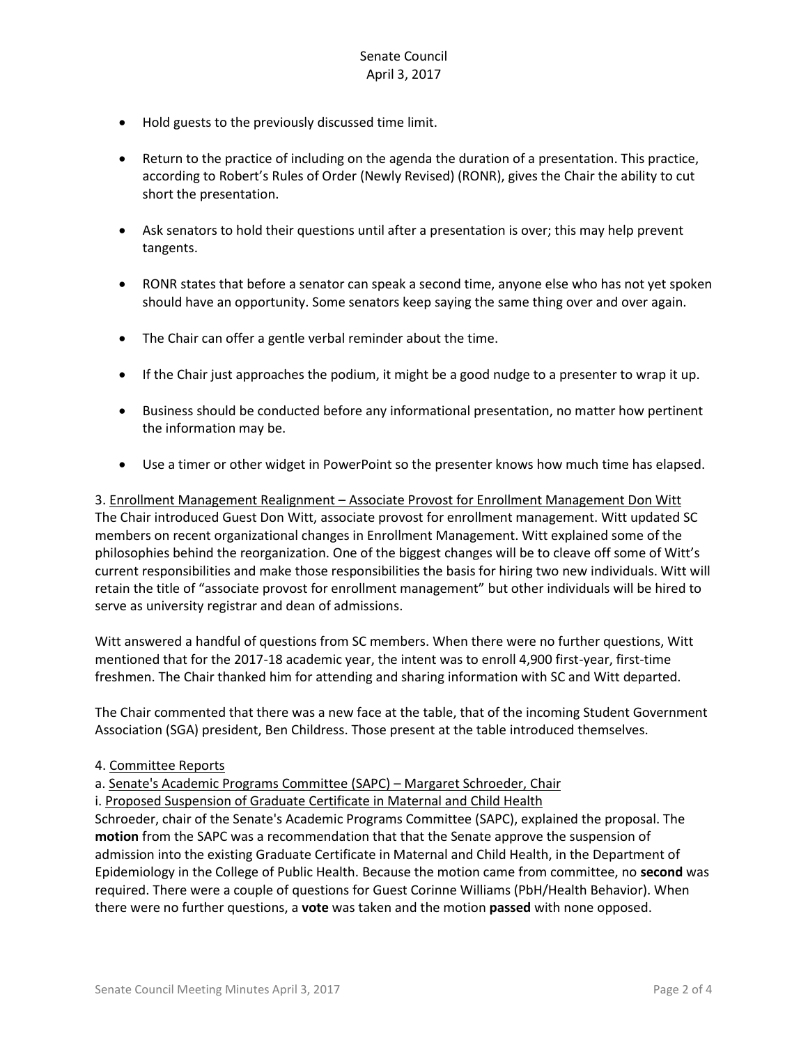- Hold guests to the previously discussed time limit.

- Return to the practice of including on the agenda the duration of a presentation. This practice, according to Robert's Rules of Order (Newly Revised) (RONR), gives the Chair the ability to cut short the presentation.

- Ask senators to hold their questions until after a presentation is over; this may help prevent tangents.

- RONR states that before a senator can speak a second time, anyone else who has not yet spoken should have an opportunity. Some senators keep saying the same thing over and over again.

- The Chair can offer a gentle verbal reminder about the time.

- If the Chair just approaches the podium, it might be a good nudge to a presenter to wrap it up.

- Business should be conducted before any informational presentation, no matter how pertinent the information may be.

- Use a timer or other widget in PowerPoint so the presenter knows how much time has elapsed.

3. Enrollment Management Realignment – Associate Provost for Enrollment Management Don Witt

The Chair introduced Guest Don Witt, associate provost for enrollment management. Witt updated SC members on recent organizational changes in Enrollment Management. Witt explained some of the philosophies behind the reorganization. One of the biggest changes will be to cleave off some of Witt's current responsibilities and make those responsibilities the basis for hiring two new individuals. Witt will retain the title of "associate provost for enrollment management" but other individuals will be hired to serve as university registrar and dean of admissions.

Witt answered a handful of questions from SC members. When there were no further questions, Witt mentioned that for the 2017-18 academic year, the intent was to enroll 4,900 first-year, first-time freshmen. The Chair thanked him for attending and sharing information with SC and Witt departed.

The Chair commented that there was a new face at the table, that of the incoming Student Government Association (SGA) president, Ben Childress. Those present at the table introduced themselves.

4. Committee Reports

a. Senate's Academic Programs Committee (SAPC) – Margaret Schroeder, Chair

i. Proposed Suspension of Graduate Certificate in Maternal and Child Health

Schroeder, chair of the Senate's Academic Programs Committee (SAPC), explained the proposal. The **motion** from the SAPC was a recommendation that that the Senate approve the suspension of admission into the existing Graduate Certificate in Maternal and Child Health, in the Department of Epidemiology in the College of Public Health. Because the motion came from committee, no **second** was required. There were a couple of questions for Guest Corinne Williams (PbH/Health Behavior). When there were no further questions, a **vote** was taken and the motion **passed** with none opposed.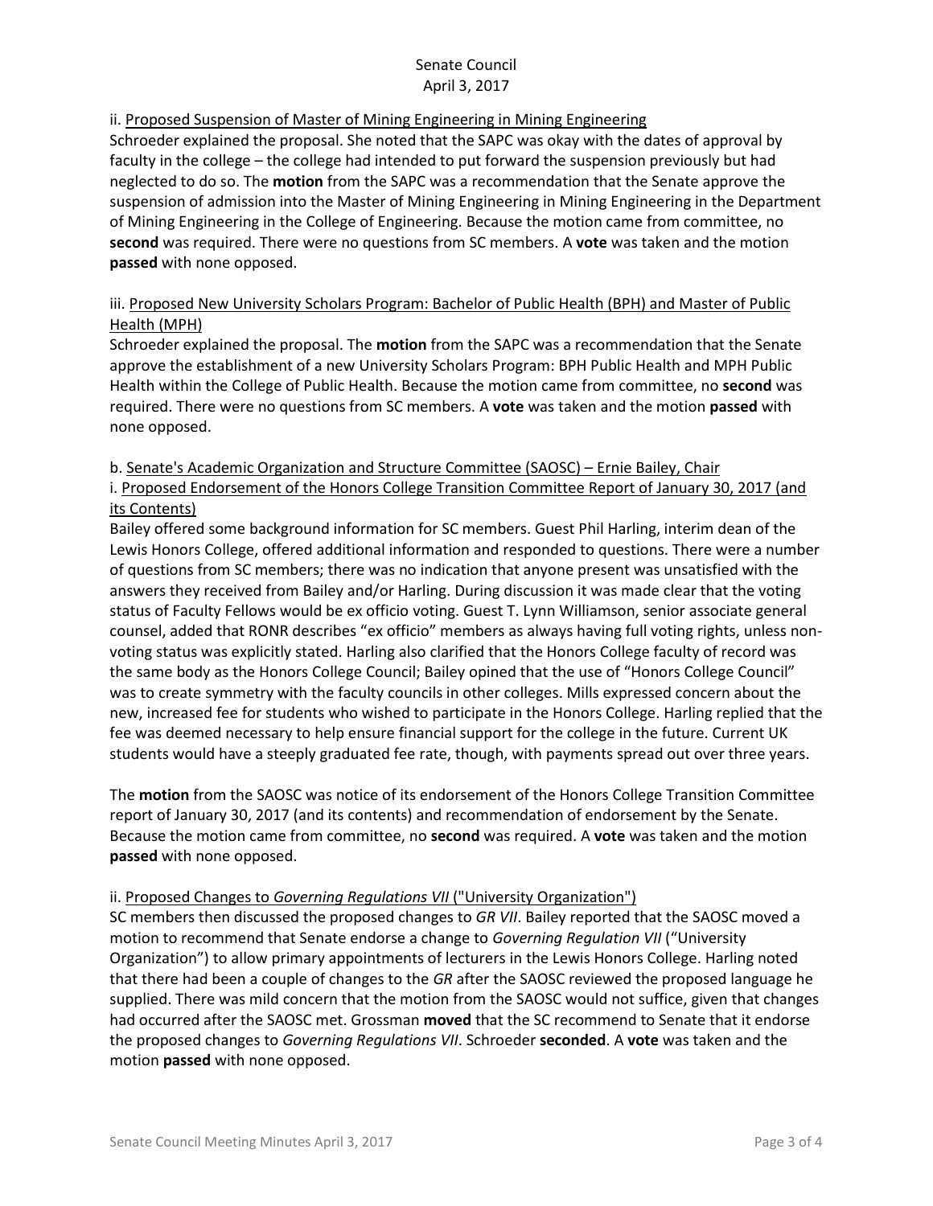ii. <u>Proposed Suspension of Master of Mining Engineering in Mining Engineering</u>
Schroeder explained the proposal. She noted that the SAPC was okay with the dates of approval by faculty in the college – the college had intended to put forward the suspension previously but had neglected to do so. The **motion** from the SAPC was a recommendation that the Senate approve the suspension of admission into the Master of Mining Engineering in Mining Engineering in the Department of Mining Engineering in the College of Engineering. Because the motion came from committee, no **second** was required. There were no questions from SC members. A **vote** was taken and the motion **passed** with none opposed.

iii. <u>Proposed New University Scholars Program: Bachelor of Public Health (BPH) and Master of Public Health (MPH)</u>
Schroeder explained the proposal. The **motion** from the SAPC was a recommendation that the Senate approve the establishment of a new University Scholars Program: BPH Public Health and MPH Public Health within the College of Public Health. Because the motion came from committee, no **second** was required. There were no questions from SC members. A **vote** was taken and the motion **passed** with none opposed.

b. <u>Senate's Academic Organization and Structure Committee (SAOSC) – Ernie Bailey, Chair</u>
i. <u>Proposed Endorsement of the Honors College Transition Committee Report of January 30, 2017 (and its Contents)</u>
Bailey offered some background information for SC members. Guest Phil Harling, interim dean of the Lewis Honors College, offered additional information and responded to questions. There were a number of questions from SC members; there was no indication that anyone present was unsatisfied with the answers they received from Bailey and/or Harling. During discussion it was made clear that the voting status of Faculty Fellows would be ex officio voting. Guest T. Lynn Williamson, senior associate general counsel, added that RONR describes "ex officio" members as always having full voting rights, unless non-voting status was explicitly stated. Harling also clarified that the Honors College faculty of record was the same body as the Honors College Council; Bailey opined that the use of "Honors College Council" was to create symmetry with the faculty councils in other colleges. Mills expressed concern about the new, increased fee for students who wished to participate in the Honors College. Harling replied that the fee was deemed necessary to help ensure financial support for the college in the future. Current UK students would have a steeply graduated fee rate, though, with payments spread out over three years.

The **motion** from the SAOSC was notice of its endorsement of the Honors College Transition Committee report of January 30, 2017 (and its contents) and recommendation of endorsement by the Senate. Because the motion came from committee, no **second** was required. A **vote** was taken and the motion **passed** with none opposed.

ii. <u>Proposed Changes to *Governing Regulations VII* ("University Organization")</u>
SC members then discussed the proposed changes to *GR VII*. Bailey reported that the SAOSC moved a motion to recommend that Senate endorse a change to *Governing Regulation VII* ("University Organization") to allow primary appointments of lecturers in the Lewis Honors College. Harling noted that there had been a couple of changes to the *GR* after the SAOSC reviewed the proposed language he supplied. There was mild concern that the motion from the SAOSC would not suffice, given that changes had occurred after the SAOSC met. Grossman **moved** that the SC recommend to Senate that it endorse the proposed changes to *Governing Regulations VII*. Schroeder **seconded**. A **vote** was taken and the motion **passed** with none opposed.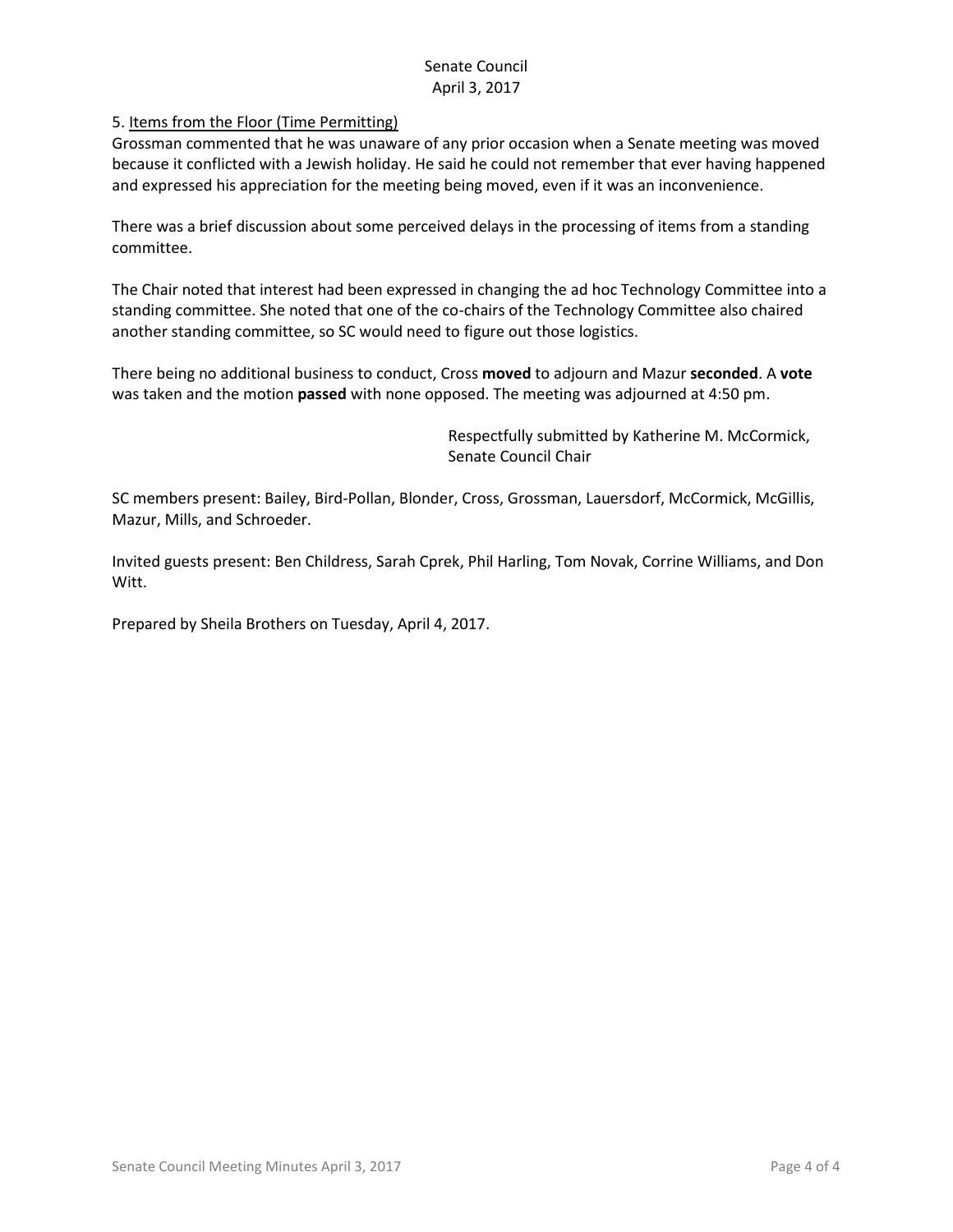5. <u>Items from the Floor (Time Permitting)</u>

Grossman commented that he was unaware of any prior occasion when a Senate meeting was moved because it conflicted with a Jewish holiday. He said he could not remember that ever having happened and expressed his appreciation for the meeting being moved, even if it was an inconvenience.

There was a brief discussion about some perceived delays in the processing of items from a standing committee.

The Chair noted that interest had been expressed in changing the ad hoc Technology Committee into a standing committee. She noted that one of the co-chairs of the Technology Committee also chaired another standing committee, so SC would need to figure out those logistics.

There being no additional business to conduct, Cross **moved** to adjourn and Mazur **seconded**. A **vote** was taken and the motion **passed** with none opposed. The meeting was adjourned at 4:50 pm.

Respectfully submitted by Katherine M. McCormick,
Senate Council Chair

SC members present: Bailey, Bird-Pollan, Blonder, Cross, Grossman, Lauersdorf, McCormick, McGillis, Mazur, Mills, and Schroeder.

Invited guests present: Ben Childress, Sarah Cprek, Phil Harling, Tom Novak, Corrine Williams, and Don Witt.

Prepared by Sheila Brothers on Tuesday, April 4, 2017.